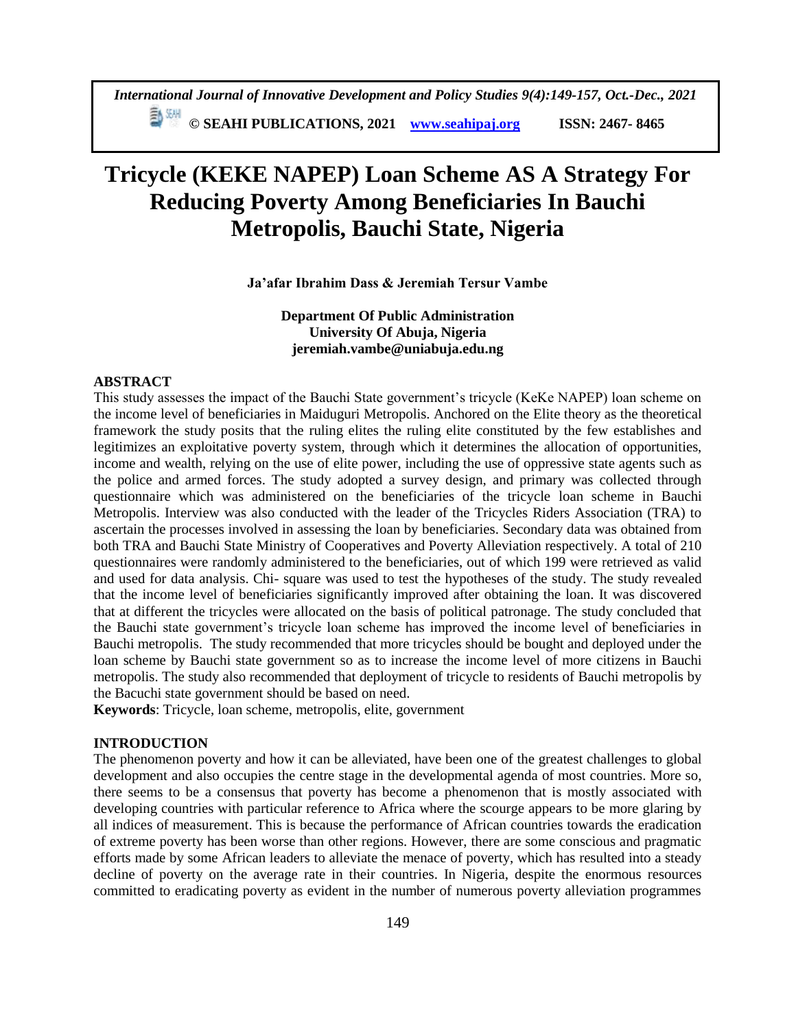# Tricycle (KEKE NAPEP) Loan Scheme AS A Strategy For Reducing Poverty Among Beneficiaries In Bauchi Metropolis, Bauchi State, Nigeria

**Ja'afar Ibrahim Dass & Jeremiah Tersur Vambe**

**Department Of Public Administration**
**University Of Abuja, Nigeria**
**jeremiah.vambe@uniabuja.edu.ng**

## ABSTRACT

This study assesses the impact of the Bauchi State government's tricycle (KeKe NAPEP) loan scheme on the income level of beneficiaries in Maiduguri Metropolis. Anchored on the Elite theory as the theoretical framework the study posits that the ruling elites the ruling elite constituted by the few establishes and legitimizes an exploitative poverty system, through which it determines the allocation of opportunities, income and wealth, relying on the use of elite power, including the use of oppressive state agents such as the police and armed forces. The study adopted a survey design, and primary was collected through questionnaire which was administered on the beneficiaries of the tricycle loan scheme in Bauchi Metropolis. Interview was also conducted with the leader of the Tricycles Riders Association (TRA) to ascertain the processes involved in assessing the loan by beneficiaries. Secondary data was obtained from both TRA and Bauchi State Ministry of Cooperatives and Poverty Alleviation respectively. A total of 210 questionnaires were randomly administered to the beneficiaries, out of which 199 were retrieved as valid and used for data analysis. Chi- square was used to test the hypotheses of the study. The study revealed that the income level of beneficiaries significantly improved after obtaining the loan. It was discovered that at different the tricycles were allocated on the basis of political patronage. The study concluded that the Bauchi state government's tricycle loan scheme has improved the income level of beneficiaries in Bauchi metropolis. The study recommended that more tricycles should be bought and deployed under the loan scheme by Bauchi state government so as to increase the income level of more citizens in Bauchi metropolis. The study also recommended that deployment of tricycle to residents of Bauchi metropolis by the Bacuchi state government should be based on need.

**Keywords**: Tricycle, loan scheme, metropolis, elite, government

## INTRODUCTION

The phenomenon poverty and how it can be alleviated, have been one of the greatest challenges to global development and also occupies the centre stage in the developmental agenda of most countries. More so, there seems to be a consensus that poverty has become a phenomenon that is mostly associated with developing countries with particular reference to Africa where the scourge appears to be more glaring by all indices of measurement. This is because the performance of African countries towards the eradication of extreme poverty has been worse than other regions. However, there are some conscious and pragmatic efforts made by some African leaders to alleviate the menace of poverty, which has resulted into a steady decline of poverty on the average rate in their countries. In Nigeria, despite the enormous resources committed to eradicating poverty as evident in the number of numerous poverty alleviation programmes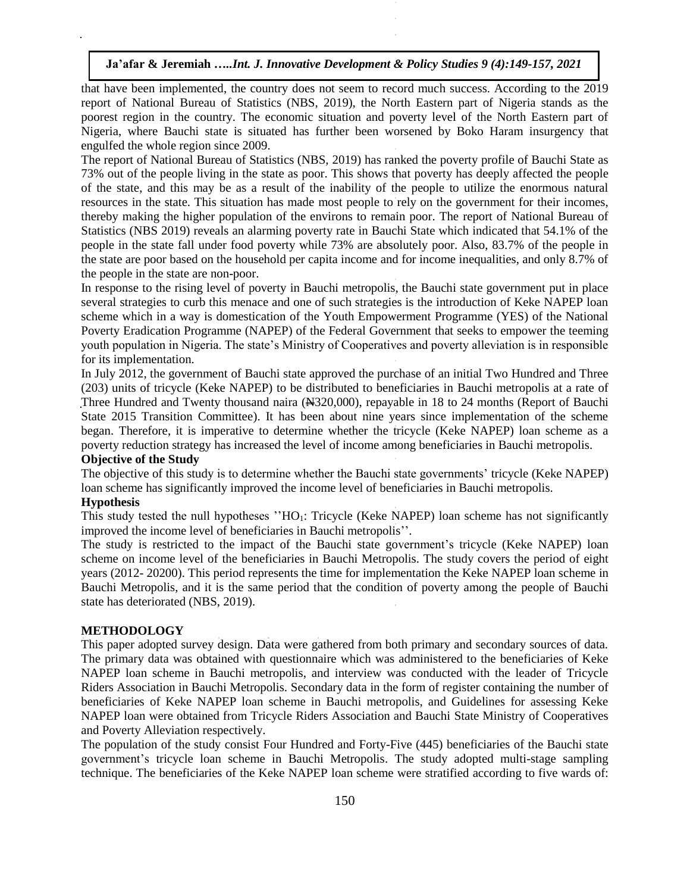that have been implemented, the country does not seem to record much success. According to the 2019 report of National Bureau of Statistics (NBS, 2019), the North Eastern part of Nigeria stands as the poorest region in the country. The economic situation and poverty level of the North Eastern part of Nigeria, where Bauchi state is situated has further been worsened by Boko Haram insurgency that engulfed the whole region since 2009.

The report of National Bureau of Statistics (NBS, 2019) has ranked the poverty profile of Bauchi State as 73% out of the people living in the state as poor. This shows that poverty has deeply affected the people of the state, and this may be as a result of the inability of the people to utilize the enormous natural resources in the state. This situation has made most people to rely on the government for their incomes, thereby making the higher population of the environs to remain poor. The report of National Bureau of Statistics (NBS 2019) reveals an alarming poverty rate in Bauchi State which indicated that 54.1% of the people in the state fall under food poverty while 73% are absolutely poor. Also, 83.7% of the people in the state are poor based on the household per capita income and for income inequalities, and only 8.7% of the people in the state are non-poor.

In response to the rising level of poverty in Bauchi metropolis, the Bauchi state government put in place several strategies to curb this menace and one of such strategies is the introduction of Keke NAPEP loan scheme which in a way is domestication of the Youth Empowerment Programme (YES) of the National Poverty Eradication Programme (NAPEP) of the Federal Government that seeks to empower the teeming youth population in Nigeria. The state's Ministry of Cooperatives and poverty alleviation is in responsible for its implementation.

In July 2012, the government of Bauchi state approved the purchase of an initial Two Hundred and Three (203) units of tricycle (Keke NAPEP) to be distributed to beneficiaries in Bauchi metropolis at a rate of Three Hundred and Twenty thousand naira (₦320,000), repayable in 18 to 24 months (Report of Bauchi State 2015 Transition Committee). It has been about nine years since implementation of the scheme began. Therefore, it is imperative to determine whether the tricycle (Keke NAPEP) loan scheme as a poverty reduction strategy has increased the level of income among beneficiaries in Bauchi metropolis.

**Objective of the Study**

The objective of this study is to determine whether the Bauchi state governments' tricycle (Keke NAPEP) loan scheme has significantly improved the income level of beneficiaries in Bauchi metropolis.

**Hypothesis**

This study tested the null hypotheses ''$HO_1$: Tricycle (Keke NAPEP) loan scheme has not significantly improved the income level of beneficiaries in Bauchi metropolis''.

The study is restricted to the impact of the Bauchi state government's tricycle (Keke NAPEP) loan scheme on income level of the beneficiaries in Bauchi Metropolis. The study covers the period of eight years (2012- 20200). This period represents the time for implementation the Keke NAPEP loan scheme in Bauchi Metropolis, and it is the same period that the condition of poverty among the people of Bauchi state has deteriorated (NBS, 2019).

## METHODOLOGY

This paper adopted survey design. Data were gathered from both primary and secondary sources of data. The primary data was obtained with questionnaire which was administered to the beneficiaries of Keke NAPEP loan scheme in Bauchi metropolis, and interview was conducted with the leader of Tricycle Riders Association in Bauchi Metropolis. Secondary data in the form of register containing the number of beneficiaries of Keke NAPEP loan scheme in Bauchi metropolis, and Guidelines for assessing Keke NAPEP loan were obtained from Tricycle Riders Association and Bauchi State Ministry of Cooperatives and Poverty Alleviation respectively.

The population of the study consist Four Hundred and Forty-Five (445) beneficiaries of the Bauchi state government's tricycle loan scheme in Bauchi Metropolis. The study adopted multi-stage sampling technique. The beneficiaries of the Keke NAPEP loan scheme were stratified according to five wards of: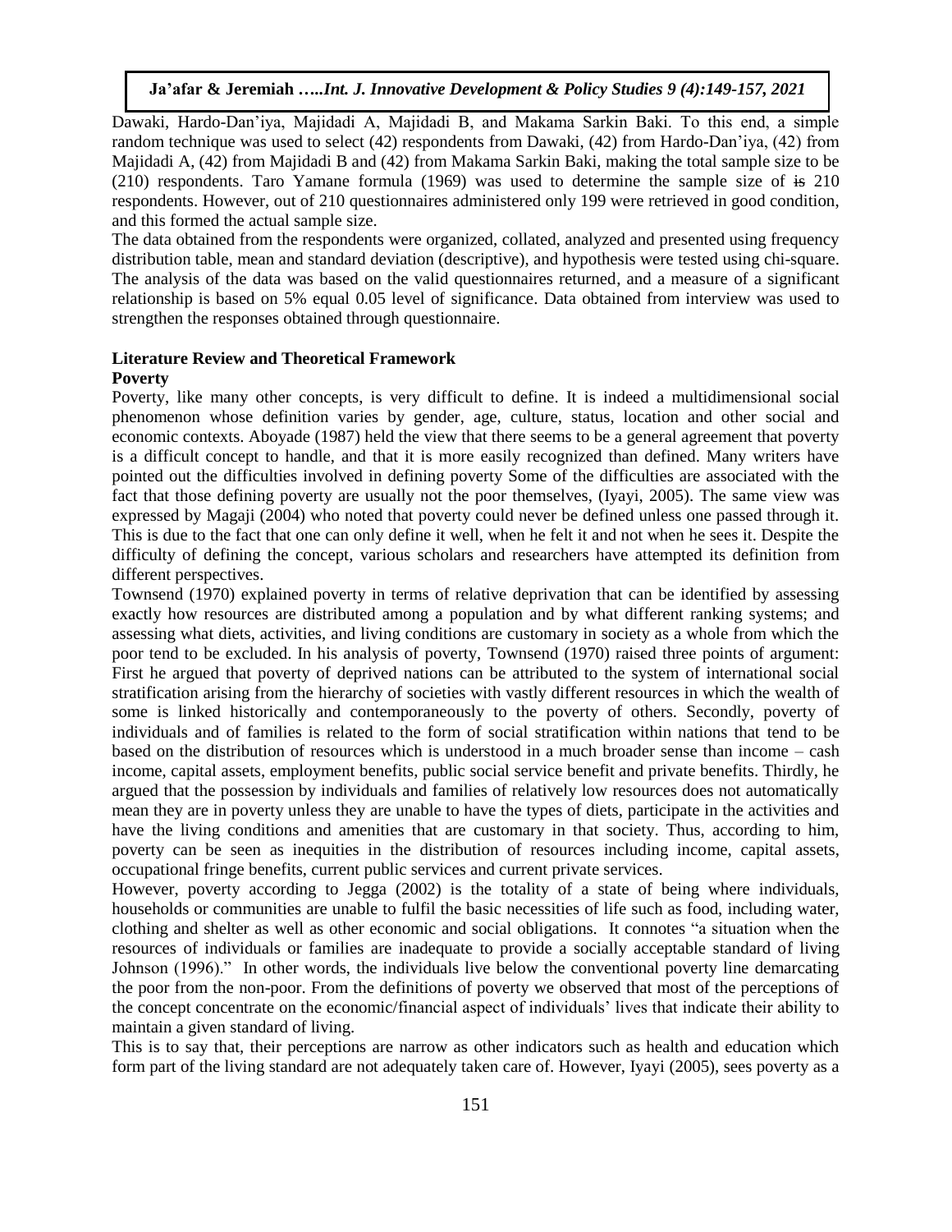Dawaki, Hardo-Dan'iya, Majidadi A, Majidadi B, and Makama Sarkin Baki. To this end, a simple random technique was used to select (42) respondents from Dawaki, (42) from Hardo-Dan'iya, (42) from Majidadi A, (42) from Majidadi B and (42) from Makama Sarkin Baki, making the total sample size to be (210) respondents. Taro Yamane formula (1969) was used to determine the sample size of ~~is~~ 210 respondents. However, out of 210 questionnaires administered only 199 were retrieved in good condition, and this formed the actual sample size.

The data obtained from the respondents were organized, collated, analyzed and presented using frequency distribution table, mean and standard deviation (descriptive), and hypothesis were tested using chi-square. The analysis of the data was based on the valid questionnaires returned, and a measure of a significant relationship is based on 5% equal 0.05 level of significance. Data obtained from interview was used to strengthen the responses obtained through questionnaire.

## Literature Review and Theoretical Framework

### Poverty

Poverty, like many other concepts, is very difficult to define. It is indeed a multidimensional social phenomenon whose definition varies by gender, age, culture, status, location and other social and economic contexts. Aboyade (1987) held the view that there seems to be a general agreement that poverty is a difficult concept to handle, and that it is more easily recognized than defined. Many writers have pointed out the difficulties involved in defining poverty Some of the difficulties are associated with the fact that those defining poverty are usually not the poor themselves, (Iyayi, 2005). The same view was expressed by Magaji (2004) who noted that poverty could never be defined unless one passed through it. This is due to the fact that one can only define it well, when he felt it and not when he sees it. Despite the difficulty of defining the concept, various scholars and researchers have attempted its definition from different perspectives.

Townsend (1970) explained poverty in terms of relative deprivation that can be identified by assessing exactly how resources are distributed among a population and by what different ranking systems; and assessing what diets, activities, and living conditions are customary in society as a whole from which the poor tend to be excluded. In his analysis of poverty, Townsend (1970) raised three points of argument: First he argued that poverty of deprived nations can be attributed to the system of international social stratification arising from the hierarchy of societies with vastly different resources in which the wealth of some is linked historically and contemporaneously to the poverty of others. Secondly, poverty of individuals and of families is related to the form of social stratification within nations that tend to be based on the distribution of resources which is understood in a much broader sense than income – cash income, capital assets, employment benefits, public social service benefit and private benefits. Thirdly, he argued that the possession by individuals and families of relatively low resources does not automatically mean they are in poverty unless they are unable to have the types of diets, participate in the activities and have the living conditions and amenities that are customary in that society. Thus, according to him, poverty can be seen as inequities in the distribution of resources including income, capital assets, occupational fringe benefits, current public services and current private services.

However, poverty according to Jegga (2002) is the totality of a state of being where individuals, households or communities are unable to fulfil the basic necessities of life such as food, including water, clothing and shelter as well as other economic and social obligations. It connotes "a situation when the resources of individuals or families are inadequate to provide a socially acceptable standard of living Johnson (1996)." In other words, the individuals live below the conventional poverty line demarcating the poor from the non-poor. From the definitions of poverty we observed that most of the perceptions of the concept concentrate on the economic/financial aspect of individuals' lives that indicate their ability to maintain a given standard of living.

This is to say that, their perceptions are narrow as other indicators such as health and education which form part of the living standard are not adequately taken care of. However, Iyayi (2005), sees poverty as a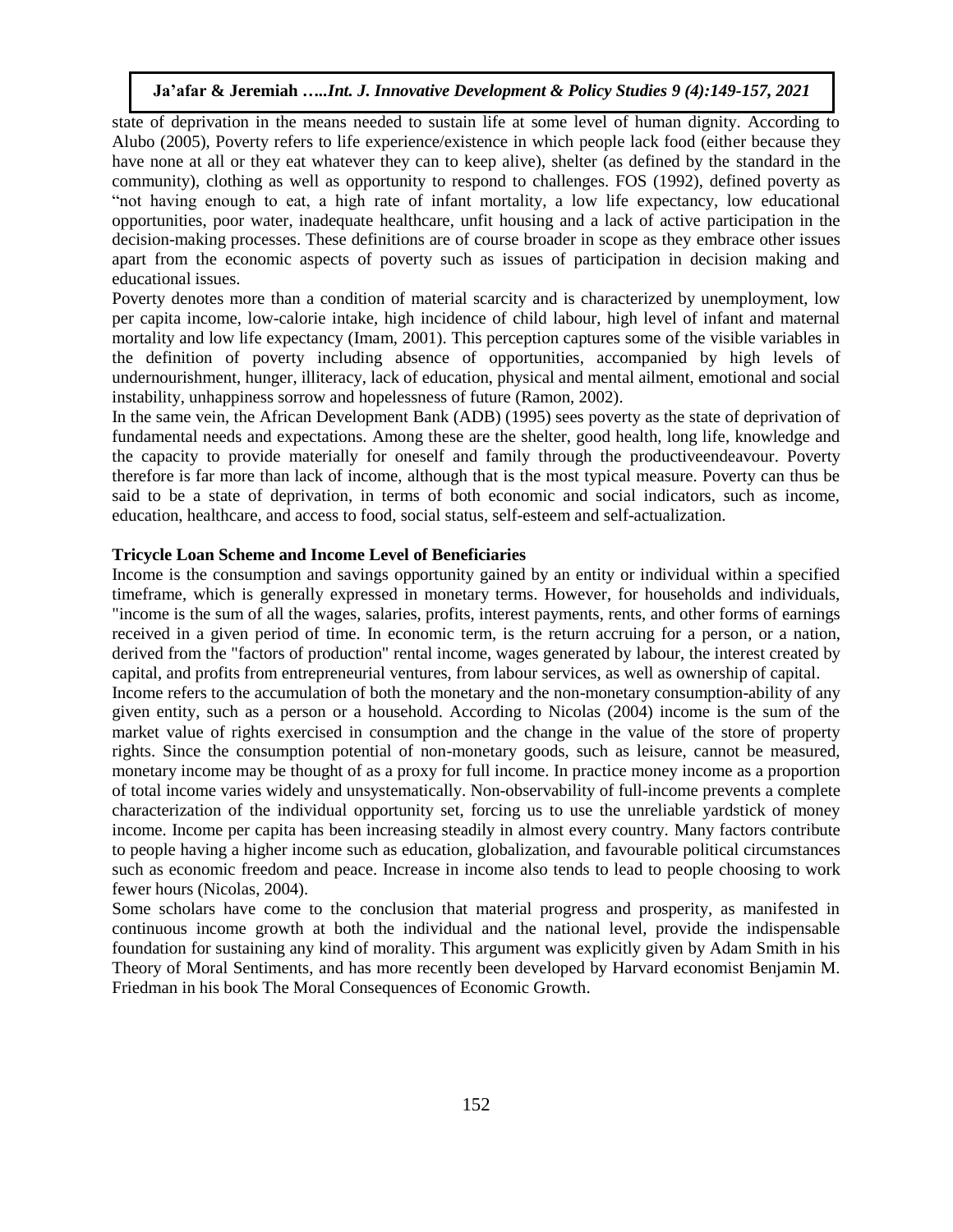state of deprivation in the means needed to sustain life at some level of human dignity. According to Alubo (2005), Poverty refers to life experience/existence in which people lack food (either because they have none at all or they eat whatever they can to keep alive), shelter (as defined by the standard in the community), clothing as well as opportunity to respond to challenges. FOS (1992), defined poverty as "not having enough to eat, a high rate of infant mortality, a low life expectancy, low educational opportunities, poor water, inadequate healthcare, unfit housing and a lack of active participation in the decision-making processes. These definitions are of course broader in scope as they embrace other issues apart from the economic aspects of poverty such as issues of participation in decision making and educational issues.

Poverty denotes more than a condition of material scarcity and is characterized by unemployment, low per capita income, low-calorie intake, high incidence of child labour, high level of infant and maternal mortality and low life expectancy (Imam, 2001). This perception captures some of the visible variables in the definition of poverty including absence of opportunities, accompanied by high levels of undernourishment, hunger, illiteracy, lack of education, physical and mental ailment, emotional and social instability, unhappiness sorrow and hopelessness of future (Ramon, 2002).

In the same vein, the African Development Bank (ADB) (1995) sees poverty as the state of deprivation of fundamental needs and expectations. Among these are the shelter, good health, long life, knowledge and the capacity to provide materially for oneself and family through the productiveendeavour. Poverty therefore is far more than lack of income, although that is the most typical measure. Poverty can thus be said to be a state of deprivation, in terms of both economic and social indicators, such as income, education, healthcare, and access to food, social status, self-esteem and self-actualization.

**Tricycle Loan Scheme and Income Level of Beneficiaries**

Income is the consumption and savings opportunity gained by an entity or individual within a specified timeframe, which is generally expressed in monetary terms. However, for households and individuals, "income is the sum of all the wages, salaries, profits, interest payments, rents, and other forms of earnings received in a given period of time. In economic term, is the return accruing for a person, or a nation, derived from the "factors of production" rental income, wages generated by labour, the interest created by capital, and profits from entrepreneurial ventures, from labour services, as well as ownership of capital.

Income refers to the accumulation of both the monetary and the non-monetary consumption-ability of any given entity, such as a person or a household. According to Nicolas (2004) income is the sum of the market value of rights exercised in consumption and the change in the value of the store of property rights. Since the consumption potential of non-monetary goods, such as leisure, cannot be measured, monetary income may be thought of as a proxy for full income. In practice money income as a proportion of total income varies widely and unsystematically. Non-observability of full-income prevents a complete characterization of the individual opportunity set, forcing us to use the unreliable yardstick of money income. Income per capita has been increasing steadily in almost every country. Many factors contribute to people having a higher income such as education, globalization, and favourable political circumstances such as economic freedom and peace. Increase in income also tends to lead to people choosing to work fewer hours (Nicolas, 2004).

Some scholars have come to the conclusion that material progress and prosperity, as manifested in continuous income growth at both the individual and the national level, provide the indispensable foundation for sustaining any kind of morality. This argument was explicitly given by Adam Smith in his Theory of Moral Sentiments, and has more recently been developed by Harvard economist Benjamin M. Friedman in his book The Moral Consequences of Economic Growth.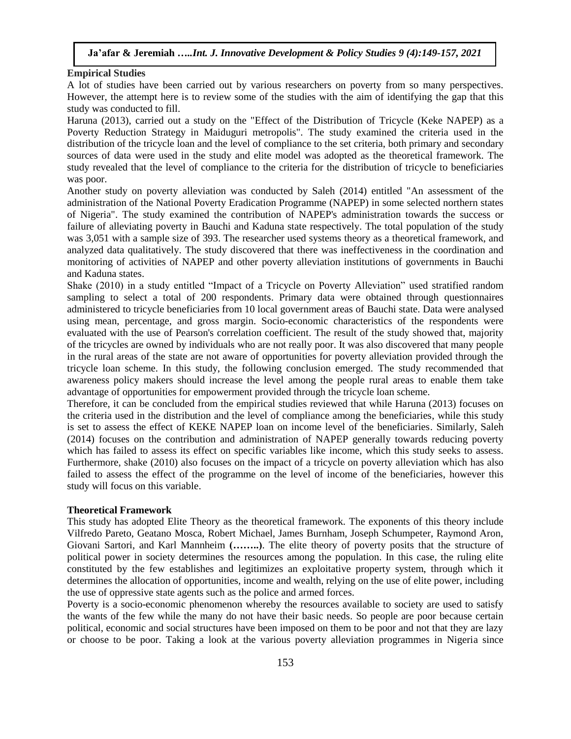**Empirical Studies**

A lot of studies have been carried out by various researchers on poverty from so many perspectives. However, the attempt here is to review some of the studies with the aim of identifying the gap that this study was conducted to fill.

Haruna (2013), carried out a study on the "Effect of the Distribution of Tricycle (Keke NAPEP) as a Poverty Reduction Strategy in Maiduguri metropolis". The study examined the criteria used in the distribution of the tricycle loan and the level of compliance to the set criteria, both primary and secondary sources of data were used in the study and elite model was adopted as the theoretical framework. The study revealed that the level of compliance to the criteria for the distribution of tricycle to beneficiaries was poor.

Another study on poverty alleviation was conducted by Saleh (2014) entitled "An assessment of the administration of the National Poverty Eradication Programme (NAPEP) in some selected northern states of Nigeria". The study examined the contribution of NAPEP's administration towards the success or failure of alleviating poverty in Bauchi and Kaduna state respectively. The total population of the study was 3,051 with a sample size of 393. The researcher used systems theory as a theoretical framework, and analyzed data qualitatively. The study discovered that there was ineffectiveness in the coordination and monitoring of activities of NAPEP and other poverty alleviation institutions of governments in Bauchi and Kaduna states.

Shake (2010) in a study entitled "Impact of a Tricycle on Poverty Alleviation" used stratified random sampling to select a total of 200 respondents. Primary data were obtained through questionnaires administered to tricycle beneficiaries from 10 local government areas of Bauchi state. Data were analysed using mean, percentage, and gross margin. Socio-economic characteristics of the respondents were evaluated with the use of Pearson's correlation coefficient. The result of the study showed that, majority of the tricycles are owned by individuals who are not really poor. It was also discovered that many people in the rural areas of the state are not aware of opportunities for poverty alleviation provided through the tricycle loan scheme. In this study, the following conclusion emerged. The study recommended that awareness policy makers should increase the level among the people rural areas to enable them take advantage of opportunities for empowerment provided through the tricycle loan scheme.

Therefore, it can be concluded from the empirical studies reviewed that while Haruna (2013) focuses on the criteria used in the distribution and the level of compliance among the beneficiaries, while this study is set to assess the effect of KEKE NAPEP loan on income level of the beneficiaries. Similarly, Saleh (2014) focuses on the contribution and administration of NAPEP generally towards reducing poverty which has failed to assess its effect on specific variables like income, which this study seeks to assess. Furthermore, shake (2010) also focuses on the impact of a tricycle on poverty alleviation which has also failed to assess the effect of the programme on the level of income of the beneficiaries, however this study will focus on this variable.

**Theoretical Framework**

This study has adopted Elite Theory as the theoretical framework. The exponents of this theory include Vilfredo Pareto, Geatano Mosca, Robert Michael, James Burnham, Joseph Schumpeter, Raymond Aron, Giovani Sartori, and Karl Mannheim **(……..)**. The elite theory of poverty posits that the structure of political power in society determines the resources among the population. In this case, the ruling elite constituted by the few establishes and legitimizes an exploitative property system, through which it determines the allocation of opportunities, income and wealth, relying on the use of elite power, including the use of oppressive state agents such as the police and armed forces.

Poverty is a socio-economic phenomenon whereby the resources available to society are used to satisfy the wants of the few while the many do not have their basic needs. So people are poor because certain political, economic and social structures have been imposed on them to be poor and not that they are lazy or choose to be poor. Taking a look at the various poverty alleviation programmes in Nigeria since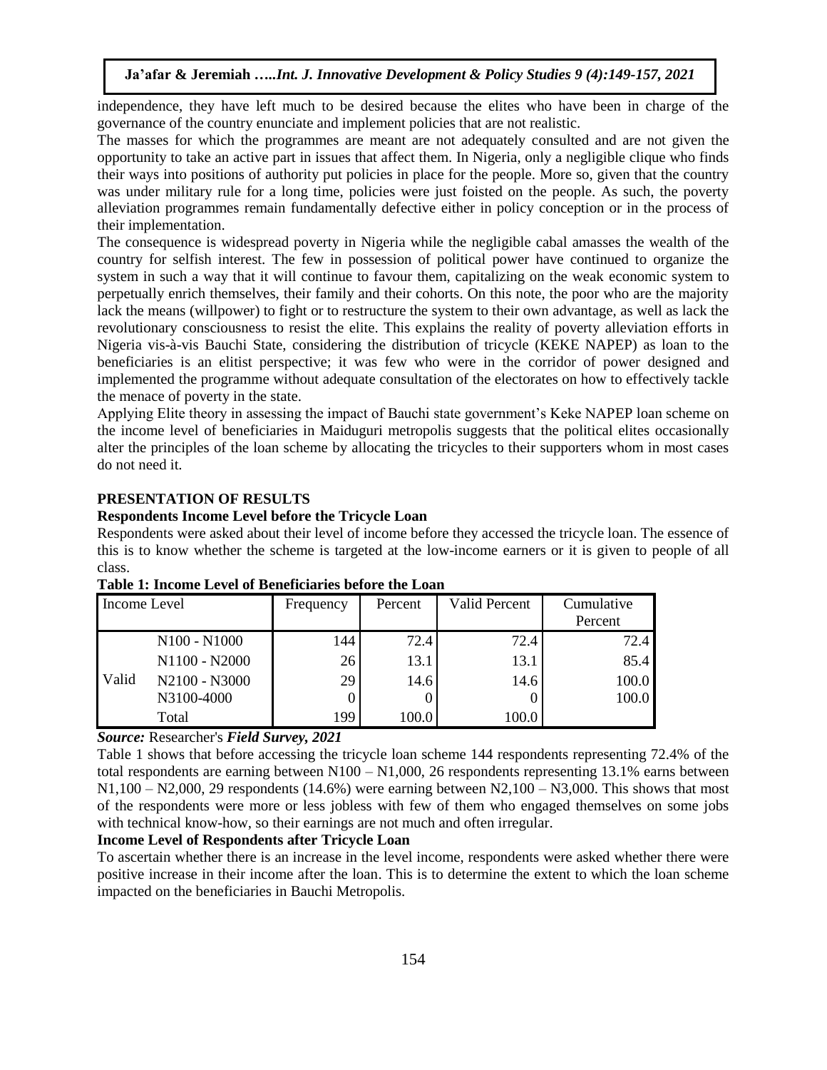independence, they have left much to be desired because the elites who have been in charge of the governance of the country enunciate and implement policies that are not realistic.

The masses for which the programmes are meant are not adequately consulted and are not given the opportunity to take an active part in issues that affect them. In Nigeria, only a negligible clique who finds their ways into positions of authority put policies in place for the people. More so, given that the country was under military rule for a long time, policies were just foisted on the people. As such, the poverty alleviation programmes remain fundamentally defective either in policy conception or in the process of their implementation.

The consequence is widespread poverty in Nigeria while the negligible cabal amasses the wealth of the country for selfish interest. The few in possession of political power have continued to organize the system in such a way that it will continue to favour them, capitalizing on the weak economic system to perpetually enrich themselves, their family and their cohorts. On this note, the poor who are the majority lack the means (willpower) to fight or to restructure the system to their own advantage, as well as lack the revolutionary consciousness to resist the elite. This explains the reality of poverty alleviation efforts in Nigeria vis-à-vis Bauchi State, considering the distribution of tricycle (KEKE NAPEP) as loan to the beneficiaries is an elitist perspective; it was few who were in the corridor of power designed and implemented the programme without adequate consultation of the electorates on how to effectively tackle the menace of poverty in the state.

Applying Elite theory in assessing the impact of Bauchi state government's Keke NAPEP loan scheme on the income level of beneficiaries in Maiduguri metropolis suggests that the political elites occasionally alter the principles of the loan scheme by allocating the tricycles to their supporters whom in most cases do not need it.

## PRESENTATION OF RESULTS

### Respondents Income Level before the Tricycle Loan

Respondents were asked about their level of income before they accessed the tricycle loan. The essence of this is to know whether the scheme is targeted at the low-income earners or it is given to people of all class.

**Table 1: Income Level of Beneficiaries before the Loan**

| Income Level | | Frequency | Percent | Valid Percent | Cumulative Percent |
|---|---|---|---|---|---|
| Valid | N100 - N1000 | 144 | 72.4 | 72.4 | 72.4 |
| | N1100 - N2000 | 26 | 13.1 | 13.1 | 85.4 |
| | N2100 - N3000 | 29 | 14.6 | 14.6 | 100.0 |
| | N3100-4000 | 0 | 0 | 0 | 100.0 |
| | Total | 199 | 100.0 | 100.0 | |

***Source:*** Researcher's ***Field Survey, 2021***

Table 1 shows that before accessing the tricycle loan scheme 144 respondents representing 72.4% of the total respondents are earning between N100 – N1,000, 26 respondents representing 13.1% earns between N1,100 – N2,000, 29 respondents (14.6%) were earning between N2,100 – N3,000. This shows that most of the respondents were more or less jobless with few of them who engaged themselves on some jobs with technical know-how, so their earnings are not much and often irregular.

### Income Level of Respondents after Tricycle Loan

To ascertain whether there is an increase in the level income, respondents were asked whether there were positive increase in their income after the loan. This is to determine the extent to which the loan scheme impacted on the beneficiaries in Bauchi Metropolis.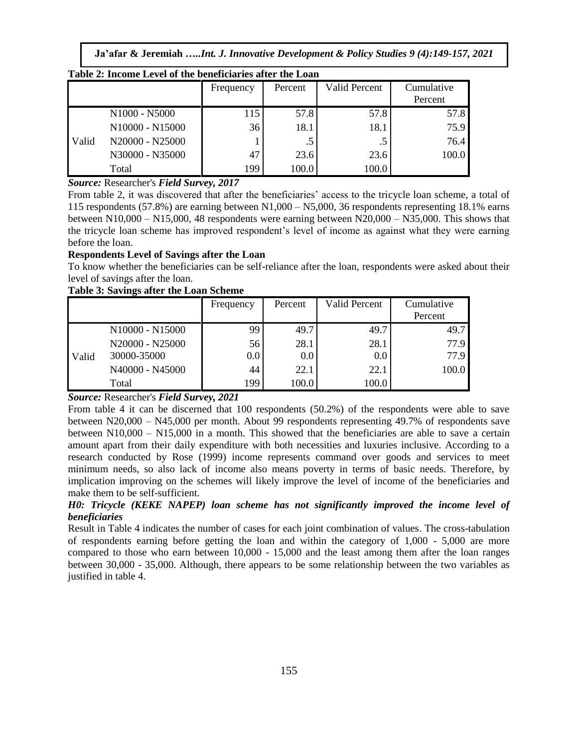**Table 2: Income Level of the beneficiaries after the Loan**

| | | Frequency | Percent | Valid Percent | Cumulative Percent |
|---|---|---|---|---|---|
| Valid | N1000 - N5000 | 115 | 57.8 | 57.8 | 57.8 |
| | N10000 - N15000 | 36 | 18.1 | 18.1 | 75.9 |
| | N20000 - N25000 | 1 | .5 | .5 | 76.4 |
| | N30000 - N35000 | 47 | 23.6 | 23.6 | 100.0 |
| | Total | 199 | 100.0 | 100.0 | |

***Source:*** Researcher's ***Field Survey, 2017***

From table 2, it was discovered that after the beneficiaries' access to the tricycle loan scheme, a total of 115 respondents (57.8%) are earning between N1,000 – N5,000, 36 respondents representing 18.1% earns between N10,000 – N15,000, 48 respondents were earning between N20,000 – N35,000. This shows that the tricycle loan scheme has improved respondent's level of income as against what they were earning before the loan.

**Respondents Level of Savings after the Loan**

To know whether the beneficiaries can be self-reliance after the loan, respondents were asked about their level of savings after the loan.

**Table 3: Savings after the Loan Scheme**

| | | Frequency | Percent | Valid Percent | Cumulative Percent |
|---|---|---|---|---|---|
| Valid | N10000 - N15000 | 99 | 49.7 | 49.7 | 49.7 |
| | N20000 - N25000 | 56 | 28.1 | 28.1 | 77.9 |
| | 30000-35000 | 0.0 | 0.0 | 0.0 | 77.9 |
| | N40000 - N45000 | 44 | 22.1 | 22.1 | 100.0 |
| | Total | 199 | 100.0 | 100.0 | |

***Source:*** Researcher's ***Field Survey, 2021***

From table 4 it can be discerned that 100 respondents (50.2%) of the respondents were able to save between N20,000 – N45,000 per month. About 99 respondents representing 49.7% of respondents save between N10,000 – N15,000 in a month. This showed that the beneficiaries are able to save a certain amount apart from their daily expenditure with both necessities and luxuries inclusive. According to a research conducted by Rose (1999) income represents command over goods and services to meet minimum needs, so also lack of income also means poverty in terms of basic needs. Therefore, by implication improving on the schemes will likely improve the level of income of the beneficiaries and make them to be self-sufficient.

***H0: Tricycle (KEKE NAPEP) loan scheme has not significantly improved the income level of beneficiaries***

Result in Table 4 indicates the number of cases for each joint combination of values. The cross-tabulation of respondents earning before getting the loan and within the category of 1,000 - 5,000 are more compared to those who earn between 10,000 - 15,000 and the least among them after the loan ranges between 30,000 - 35,000. Although, there appears to be some relationship between the two variables as justified in table 4.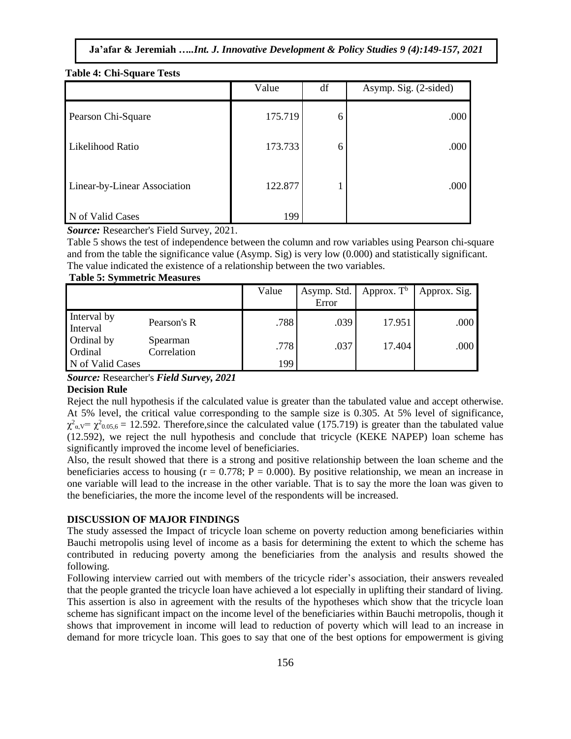**Table 4: Chi-Square Tests**

| | Value | df | Asymp. Sig. (2-sided) |
|---|---|---|---|
| Pearson Chi-Square | 175.719 | 6 | .000 |
| Likelihood Ratio | 173.733 | 6 | .000 |
| Linear-by-Linear Association | 122.877 | 1 | .000 |
| N of Valid Cases | 199 | | |

***Source:*** Researcher's Field Survey, 2021.

Table 5 shows the test of independence between the column and row variables using Pearson chi-square and from the table the significance value (Asymp. Sig) is very low (0.000) and statistically significant. The value indicated the existence of a relationship between the two variables.

**Table 5: Symmetric Measures**

| | | Value | Asymp. Std. Error | Approx. T[b] | Approx. Sig. |
|---|---|---|---|---|---|
| Interval by Interval | Pearson's R | .788 | .039 | 17.951 | .000 |
| Ordinal by Ordinal | Spearman Correlation | .778 | .037 | 17.404 | .000 |
| N of Valid Cases | | 199 | | | |

***Source:*** Researcher's ***Field Survey, 2021***

**Decision Rule**

Reject the null hypothesis if the calculated value is greater than the tabulated value and accept otherwise. At 5% level, the critical value corresponding to the sample size is 0.305. At 5% level of significance, $\chi^2_{\alpha,V} = \chi^2_{0.05,6} = 12.592$. Therefore,since the calculated value (175.719) is greater than the tabulated value (12.592), we reject the null hypothesis and conclude that tricycle (KEKE NAPEP) loan scheme has significantly improved the income level of beneficiaries.

Also, the result showed that there is a strong and positive relationship between the loan scheme and the beneficiaries access to housing ($r = 0.778$; $P = 0.000$). By positive relationship, we mean an increase in one variable will lead to the increase in the other variable. That is to say the more the loan was given to the beneficiaries, the more the income level of the respondents will be increased.

**DISCUSSION OF MAJOR FINDINGS**

The study assessed the Impact of tricycle loan scheme on poverty reduction among beneficiaries within Bauchi metropolis using level of income as a basis for determining the extent to which the scheme has contributed in reducing poverty among the beneficiaries from the analysis and results showed the following.

Following interview carried out with members of the tricycle rider's association, their answers revealed that the people granted the tricycle loan have achieved a lot especially in uplifting their standard of living. This assertion is also in agreement with the results of the hypotheses which show that the tricycle loan scheme has significant impact on the income level of the beneficiaries within Bauchi metropolis, though it shows that improvement in income will lead to reduction of poverty which will lead to an increase in demand for more tricycle loan. This goes to say that one of the best options for empowerment is giving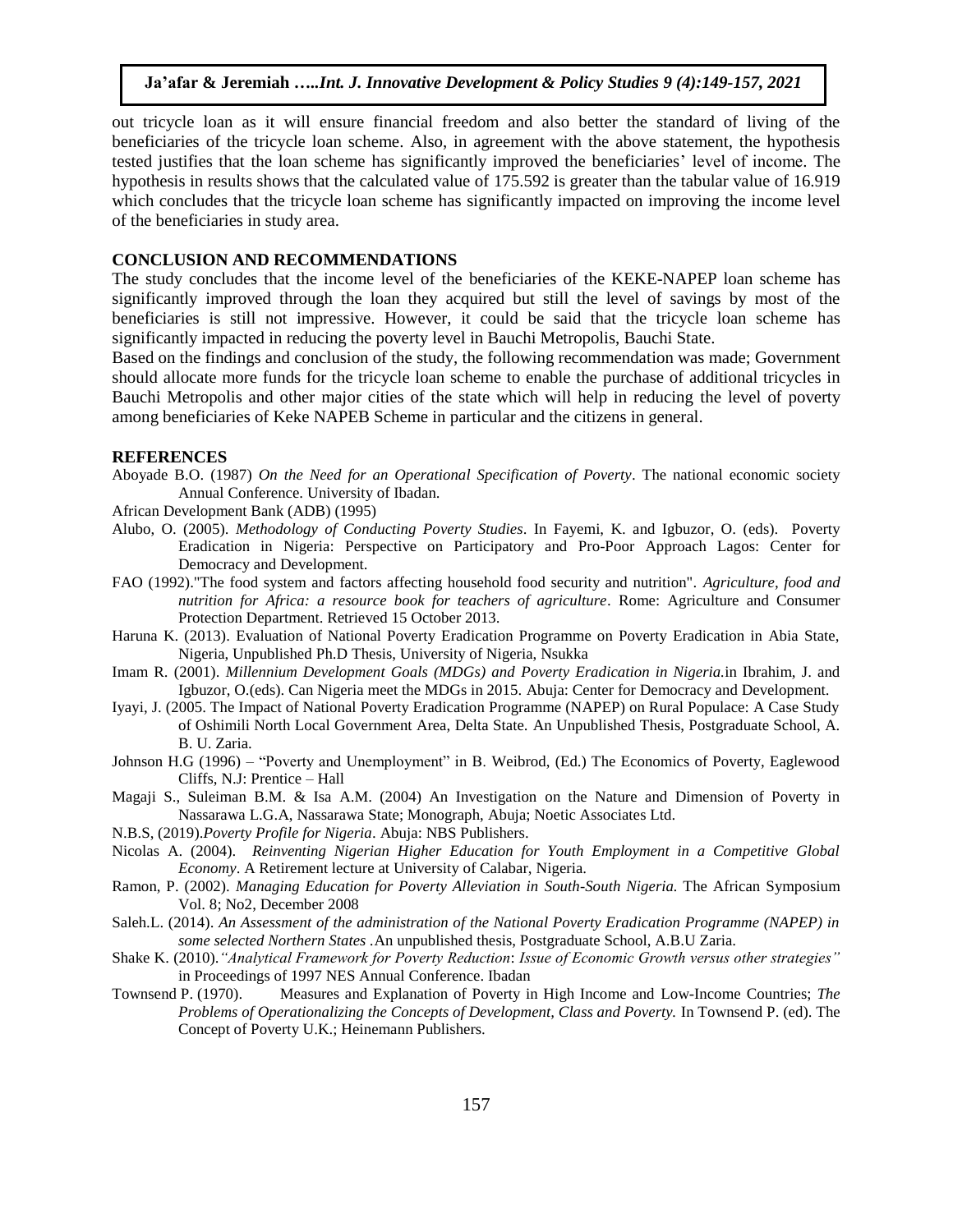out tricycle loan as it will ensure financial freedom and also better the standard of living of the beneficiaries of the tricycle loan scheme. Also, in agreement with the above statement, the hypothesis tested justifies that the loan scheme has significantly improved the beneficiaries' level of income. The hypothesis in results shows that the calculated value of 175.592 is greater than the tabular value of 16.919 which concludes that the tricycle loan scheme has significantly impacted on improving the income level of the beneficiaries in study area.

## CONCLUSION AND RECOMMENDATIONS

The study concludes that the income level of the beneficiaries of the KEKE-NAPEP loan scheme has significantly improved through the loan they acquired but still the level of savings by most of the beneficiaries is still not impressive. However, it could be said that the tricycle loan scheme has significantly impacted in reducing the poverty level in Bauchi Metropolis, Bauchi State.

Based on the findings and conclusion of the study, the following recommendation was made; Government should allocate more funds for the tricycle loan scheme to enable the purchase of additional tricycles in Bauchi Metropolis and other major cities of the state which will help in reducing the level of poverty among beneficiaries of Keke NAPEB Scheme in particular and the citizens in general.

## REFERENCES

Aboyade B.O. (1987) *On the Need for an Operational Specification of Poverty*. The national economic society Annual Conference. University of Ibadan.

African Development Bank (ADB) (1995)

Alubo, O. (2005). *Methodology of Conducting Poverty Studies*. In Fayemi, K. and Igbuzor, O. (eds). Poverty Eradication in Nigeria: Perspective on Participatory and Pro-Poor Approach Lagos: Center for Democracy and Development.

FAO (1992)."The food system and factors affecting household food security and nutrition". *Agriculture, food and nutrition for Africa: a resource book for teachers of agriculture*. Rome: Agriculture and Consumer Protection Department. Retrieved 15 October 2013.

Haruna K. (2013). Evaluation of National Poverty Eradication Programme on Poverty Eradication in Abia State, Nigeria, Unpublished Ph.D Thesis, University of Nigeria, Nsukka

Imam R. (2001). *Millennium Development Goals (MDGs) and Poverty Eradication in Nigeria.*in Ibrahim, J. and Igbuzor, O.(eds). Can Nigeria meet the MDGs in 2015. Abuja: Center for Democracy and Development.

Iyayi, J. (2005. The Impact of National Poverty Eradication Programme (NAPEP) on Rural Populace: A Case Study of Oshimili North Local Government Area, Delta State. An Unpublished Thesis, Postgraduate School, A. B. U. Zaria.

Johnson H.G (1996) – "Poverty and Unemployment" in B. Weibrod, (Ed.) The Economics of Poverty, Eaglewood Cliffs, N.J: Prentice – Hall

Magaji S., Suleiman B.M. & Isa A.M. (2004) An Investigation on the Nature and Dimension of Poverty in Nassarawa L.G.A, Nassarawa State; Monograph, Abuja; Noetic Associates Ltd.

N.B.S, (2019).*Poverty Profile for Nigeria*. Abuja: NBS Publishers.

Nicolas A. (2004). *Reinventing Nigerian Higher Education for Youth Employment in a Competitive Global Economy*. A Retirement lecture at University of Calabar, Nigeria.

Ramon, P. (2002). *Managing Education for Poverty Alleviation in South-South Nigeria.* The African Symposium Vol. 8; No2, December 2008

Saleh.L. (2014). *An Assessment of the administration of the National Poverty Eradication Programme (NAPEP) in some selected Northern States* .An unpublished thesis, Postgraduate School, A.B.U Zaria.

Shake K. (2010).*"Analytical Framework for Poverty Reduction*: *Issue of Economic Growth versus other strategies"* in Proceedings of 1997 NES Annual Conference. Ibadan

Townsend P. (1970). Measures and Explanation of Poverty in High Income and Low-Income Countries; *The Problems of Operationalizing the Concepts of Development, Class and Poverty.* In Townsend P. (ed). The Concept of Poverty U.K.; Heinemann Publishers.